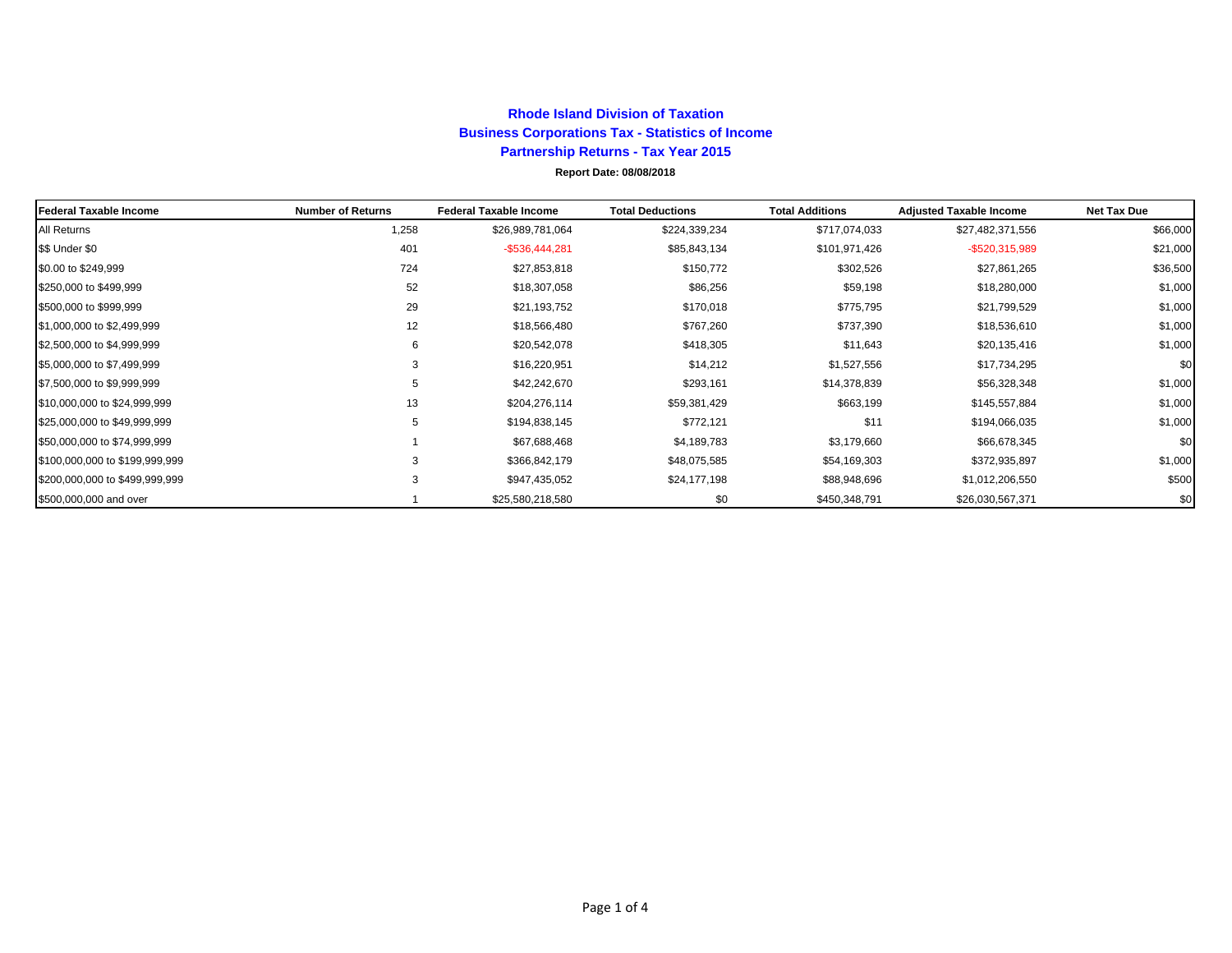# Rhode Island Division of Taxation

## Business Corporations Tax - Statistics of Income

## Partnership Returns - Tax Year 2015

**Report Date: 08/08/2018**

| Federal Taxable Income | Number of Returns | Federal Taxable Income | Total Deductions | Total Additions | Adjusted Taxable Income | Net Tax Due |
|---|---|---|---|---|---|---|
| All Returns | 1,258 | $26,989,781,064 | $224,339,234 | $717,074,033 | $27,482,371,556 | $66,000 |
| $$ Under $0 | 401 | -$536,444,281 | $85,843,134 | $101,971,426 | -$520,315,989 | $21,000 |
| $0.00 to $249,999 | 724 | $27,853,818 | $150,772 | $302,526 | $27,861,265 | $36,500 |
| $250,000 to $499,999 | 52 | $18,307,058 | $86,256 | $59,198 | $18,280,000 | $1,000 |
| $500,000 to $999,999 | 29 | $21,193,752 | $170,018 | $775,795 | $21,799,529 | $1,000 |
| $1,000,000 to $2,499,999 | 12 | $18,566,480 | $767,260 | $737,390 | $18,536,610 | $1,000 |
| $2,500,000 to $4,999,999 | 6 | $20,542,078 | $418,305 | $11,643 | $20,135,416 | $1,000 |
| $5,000,000 to $7,499,999 | 3 | $16,220,951 | $14,212 | $1,527,556 | $17,734,295 | $0 |
| $7,500,000 to $9,999,999 | 5 | $42,242,670 | $293,161 | $14,378,839 | $56,328,348 | $1,000 |
| $10,000,000 to $24,999,999 | 13 | $204,276,114 | $59,381,429 | $663,199 | $145,557,884 | $1,000 |
| $25,000,000 to $49,999,999 | 5 | $194,838,145 | $772,121 | $11 | $194,066,035 | $1,000 |
| $50,000,000 to $74,999,999 | 1 | $67,688,468 | $4,189,783 | $3,179,660 | $66,678,345 | $0 |
| $100,000,000 to $199,999,999 | 3 | $366,842,179 | $48,075,585 | $54,169,303 | $372,935,897 | $1,000 |
| $200,000,000 to $499,999,999 | 3 | $947,435,052 | $24,177,198 | $88,948,696 | $1,012,206,550 | $500 |
| $500,000,000 and over | 1 | $25,580,218,580 | $0 | $450,348,791 | $26,030,567,371 | $0 |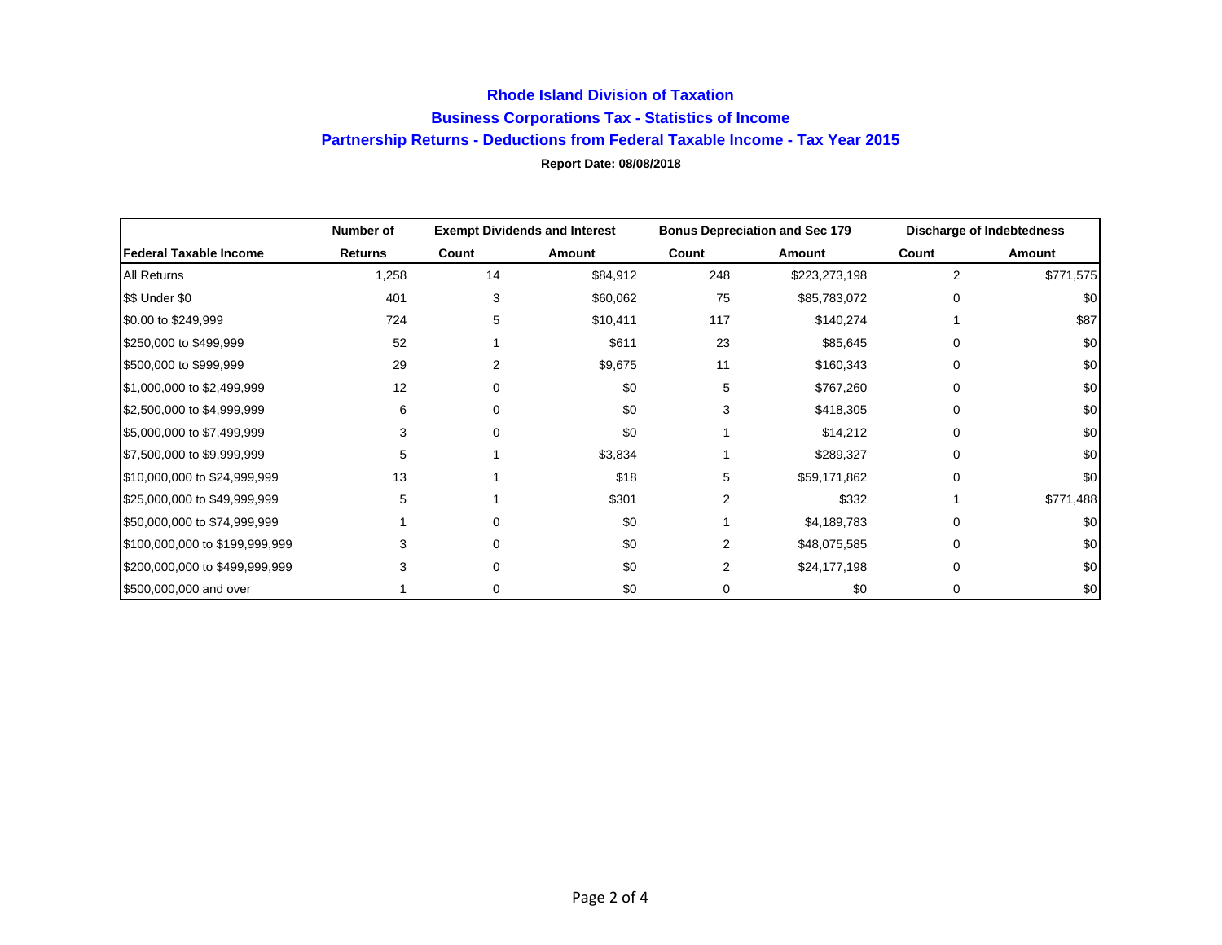# Rhode Island Division of Taxation

## Business Corporations Tax - Statistics of Income

## Partnership Returns - Deductions from Federal Taxable Income - Tax Year 2015

**Report Date: 08/08/2018**

| | Number of | Exempt Dividends and Interest | | Bonus Depreciation and Sec 179 | | Discharge of Indebtedness | |
|---|---|---|---|---|---|---|---|
| **Federal Taxable Income** | **Returns** | **Count** | **Amount** | **Count** | **Amount** | **Count** | **Amount** |
| All Returns | 1,258 | 14 | $84,912 | 248 | $223,273,198 | 2 | $771,575 |
| $$ Under $0 | 401 | 3 | $60,062 | 75 | $85,783,072 | 0 | $0 |
| $0.00 to $249,999 | 724 | 5 | $10,411 | 117 | $140,274 | 1 | $87 |
| $250,000 to $499,999 | 52 | 1 | $611 | 23 | $85,645 | 0 | $0 |
| $500,000 to $999,999 | 29 | 2 | $9,675 | 11 | $160,343 | 0 | $0 |
| $1,000,000 to $2,499,999 | 12 | 0 | $0 | 5 | $767,260 | 0 | $0 |
| $2,500,000 to $4,999,999 | 6 | 0 | $0 | 3 | $418,305 | 0 | $0 |
| $5,000,000 to $7,499,999 | 3 | 0 | $0 | 1 | $14,212 | 0 | $0 |
| $7,500,000 to $9,999,999 | 5 | 1 | $3,834 | 1 | $289,327 | 0 | $0 |
| $10,000,000 to $24,999,999 | 13 | 1 | $18 | 5 | $59,171,862 | 0 | $0 |
| $25,000,000 to $49,999,999 | 5 | 1 | $301 | 2 | $332 | 1 | $771,488 |
| $50,000,000 to $74,999,999 | 1 | 0 | $0 | 1 | $4,189,783 | 0 | $0 |
| $100,000,000 to $199,999,999 | 3 | 0 | $0 | 2 | $48,075,585 | 0 | $0 |
| $200,000,000 to $499,999,999 | 3 | 0 | $0 | 2 | $24,177,198 | 0 | $0 |
| $500,000,000 and over | 1 | 0 | $0 | 0 | $0 | 0 | $0 |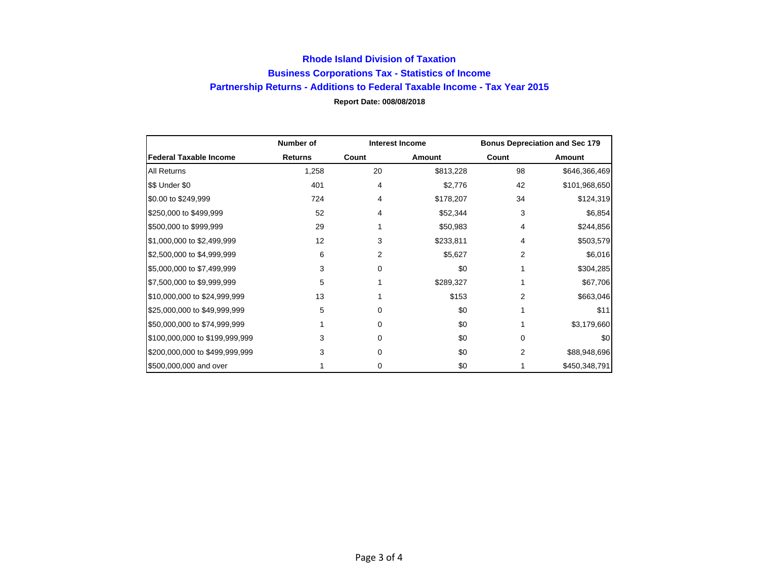# Rhode Island Division of Taxation

## Business Corporations Tax - Statistics of Income

## Partnership Returns - Additions to Federal Taxable Income - Tax Year 2015

**Report Date: 008/08/2018**

| | Number of | Interest Income | | Bonus Depreciation and Sec 179 | |
|---|---|---|---|---|---|
| **Federal Taxable Income** | **Returns** | **Count** | **Amount** | **Count** | **Amount** |
| All Returns | 1,258 | 20 | $813,228 | 98 | $646,366,469 |
| $$ Under $0 | 401 | 4 | $2,776 | 42 | $101,968,650 |
| $0.00 to $249,999 | 724 | 4 | $178,207 | 34 | $124,319 |
| $250,000 to $499,999 | 52 | 4 | $52,344 | 3 | $6,854 |
| $500,000 to $999,999 | 29 | 1 | $50,983 | 4 | $244,856 |
| $1,000,000 to $2,499,999 | 12 | 3 | $233,811 | 4 | $503,579 |
| $2,500,000 to $4,999,999 | 6 | 2 | $5,627 | 2 | $6,016 |
| $5,000,000 to $7,499,999 | 3 | 0 | $0 | 1 | $304,285 |
| $7,500,000 to $9,999,999 | 5 | 1 | $289,327 | 1 | $67,706 |
| $10,000,000 to $24,999,999 | 13 | 1 | $153 | 2 | $663,046 |
| $25,000,000 to $49,999,999 | 5 | 0 | $0 | 1 | $11 |
| $50,000,000 to $74,999,999 | 1 | 0 | $0 | 1 | $3,179,660 |
| $100,000,000 to $199,999,999 | 3 | 0 | $0 | 0 | $0 |
| $200,000,000 to $499,999,999 | 3 | 0 | $0 | 2 | $88,948,696 |
| $500,000,000 and over | 1 | 0 | $0 | 1 | $450,348,791 |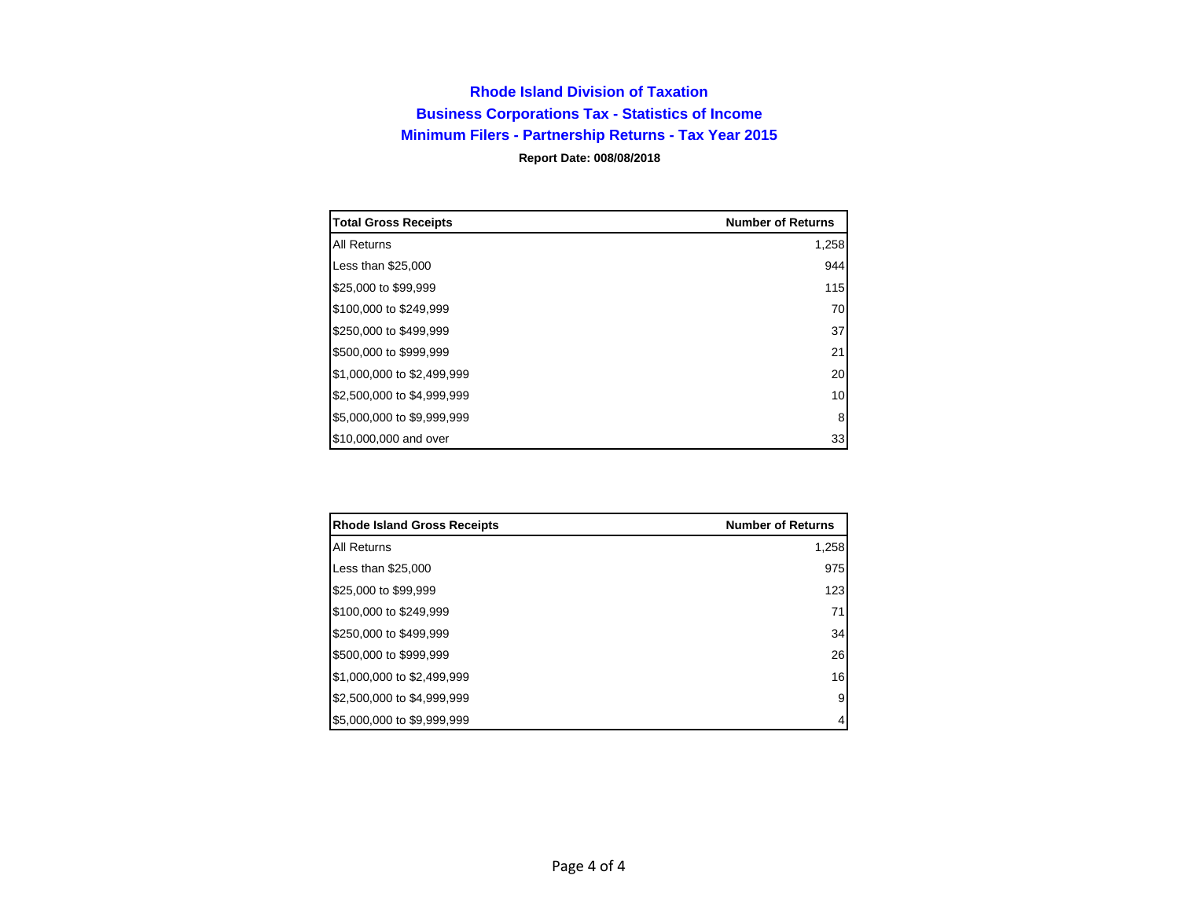# Rhode Island Division of Taxation

## Business Corporations Tax - Statistics of Income

## Minimum Filers - Partnership Returns - Tax Year 2015

**Report Date: 008/08/2018**

| Total Gross Receipts | Number of Returns |
|---|---|
| All Returns | 1,258 |
| Less than $25,000 | 944 |
| $25,000 to $99,999 | 115 |
| $100,000 to $249,999 | 70 |
| $250,000 to $499,999 | 37 |
| $500,000 to $999,999 | 21 |
| $1,000,000 to $2,499,999 | 20 |
| $2,500,000 to $4,999,999 | 10 |
| $5,000,000 to $9,999,999 | 8 |
| $10,000,000 and over | 33 |

| Rhode Island Gross Receipts | Number of Returns |
|---|---|
| All Returns | 1,258 |
| Less than $25,000 | 975 |
| $25,000 to $99,999 | 123 |
| $100,000 to $249,999 | 71 |
| $250,000 to $499,999 | 34 |
| $500,000 to $999,999 | 26 |
| $1,000,000 to $2,499,999 | 16 |
| $2,500,000 to $4,999,999 | 9 |
| $5,000,000 to $9,999,999 | 4 |